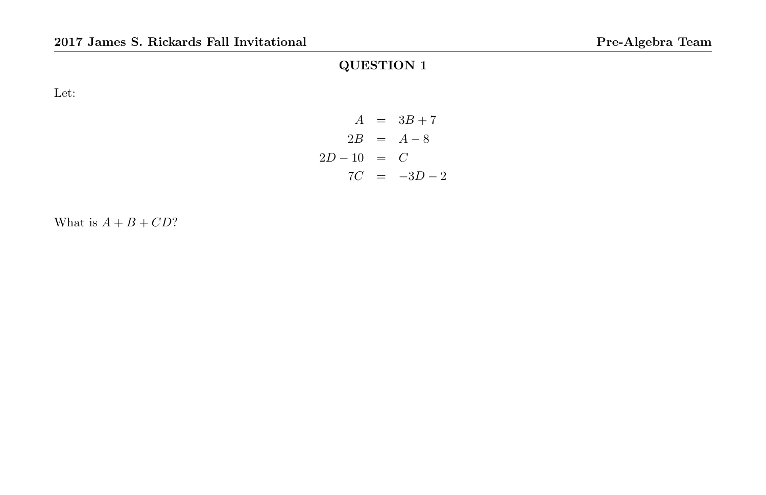## QUESTION 1

Let:

$$
\begin{aligned}
A &= 3B + 7 \\
2B &= A - 8 \\
2D - 10 &= C \\
7C &= -3D - 2
\end{aligned}
$$

What is $A + B + CD$?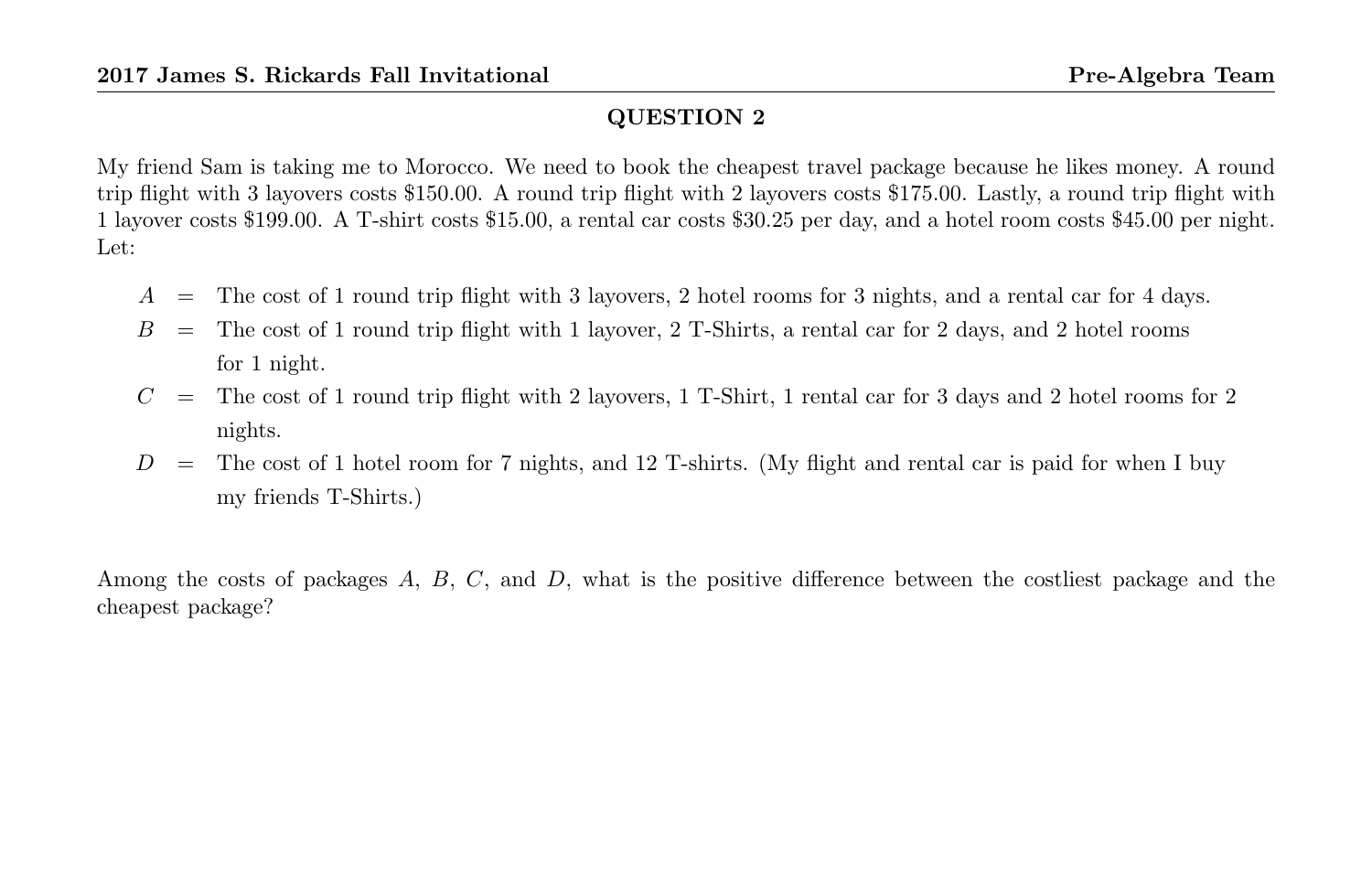## QUESTION 2

My friend Sam is taking me to Morocco. We need to book the cheapest travel package because he likes money. A round trip flight with 3 layovers costs \$150.00. A round trip flight with 2 layovers costs \$175.00. Lastly, a round trip flight with 1 layover costs \$199.00. A T-shirt costs \$15.00, a rental car costs \$30.25 per day, and a hotel room costs \$45.00 per night. Let:

- $A$ = The cost of 1 round trip flight with 3 layovers, 2 hotel rooms for 3 nights, and a rental car for 4 days.
- $B$ = The cost of 1 round trip flight with 1 layover, 2 T-Shirts, a rental car for 2 days, and 2 hotel rooms for 1 night.
- $C$ = The cost of 1 round trip flight with 2 layovers, 1 T-Shirt, 1 rental car for 3 days and 2 hotel rooms for 2 nights.
- $D$ = The cost of 1 hotel room for 7 nights, and 12 T-shirts. (My flight and rental car is paid for when I buy my friends T-Shirts.)

Among the costs of packages $A$, $B$, $C$, and $D$, what is the positive difference between the costliest package and the cheapest package?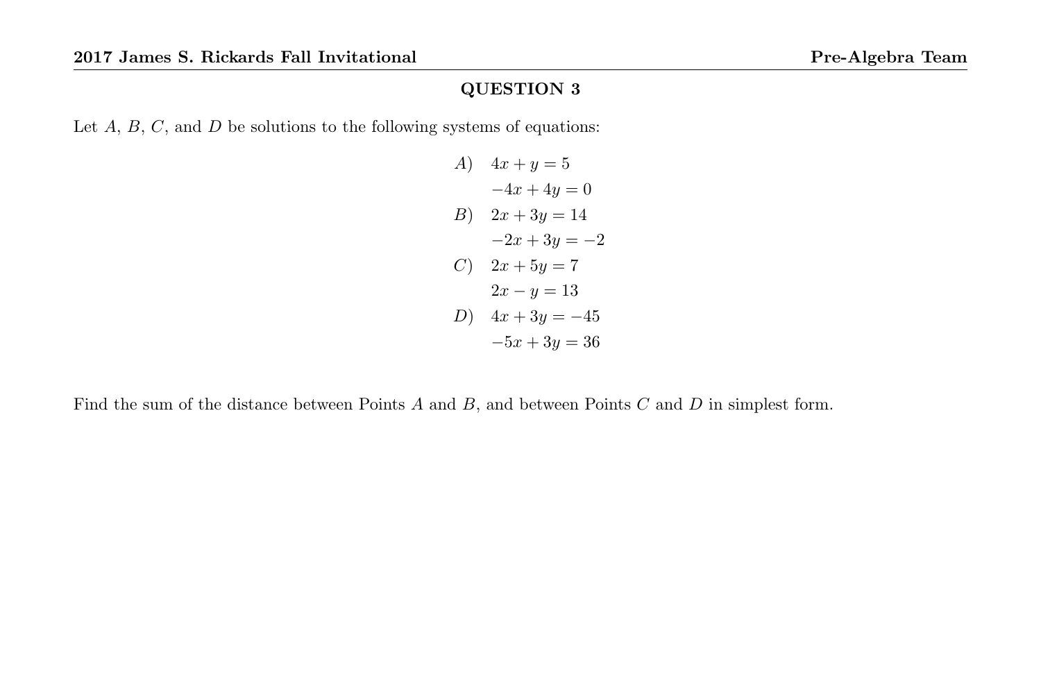## QUESTION 3

Let $A$, $B$, $C$, and $D$ be solutions to the following systems of equations:

$$
\begin{aligned}
A)\quad & 4x + y = 5 \\
& -4x + 4y = 0 \\
B)\quad & 2x + 3y = 14 \\
& -2x + 3y = -2 \\
C)\quad & 2x + 5y = 7 \\
& 2x - y = 13 \\
D)\quad & 4x + 3y = -45 \\
& -5x + 3y = 36
\end{aligned}
$$

Find the sum of the distance between Points $A$ and $B$, and between Points $C$ and $D$ in simplest form.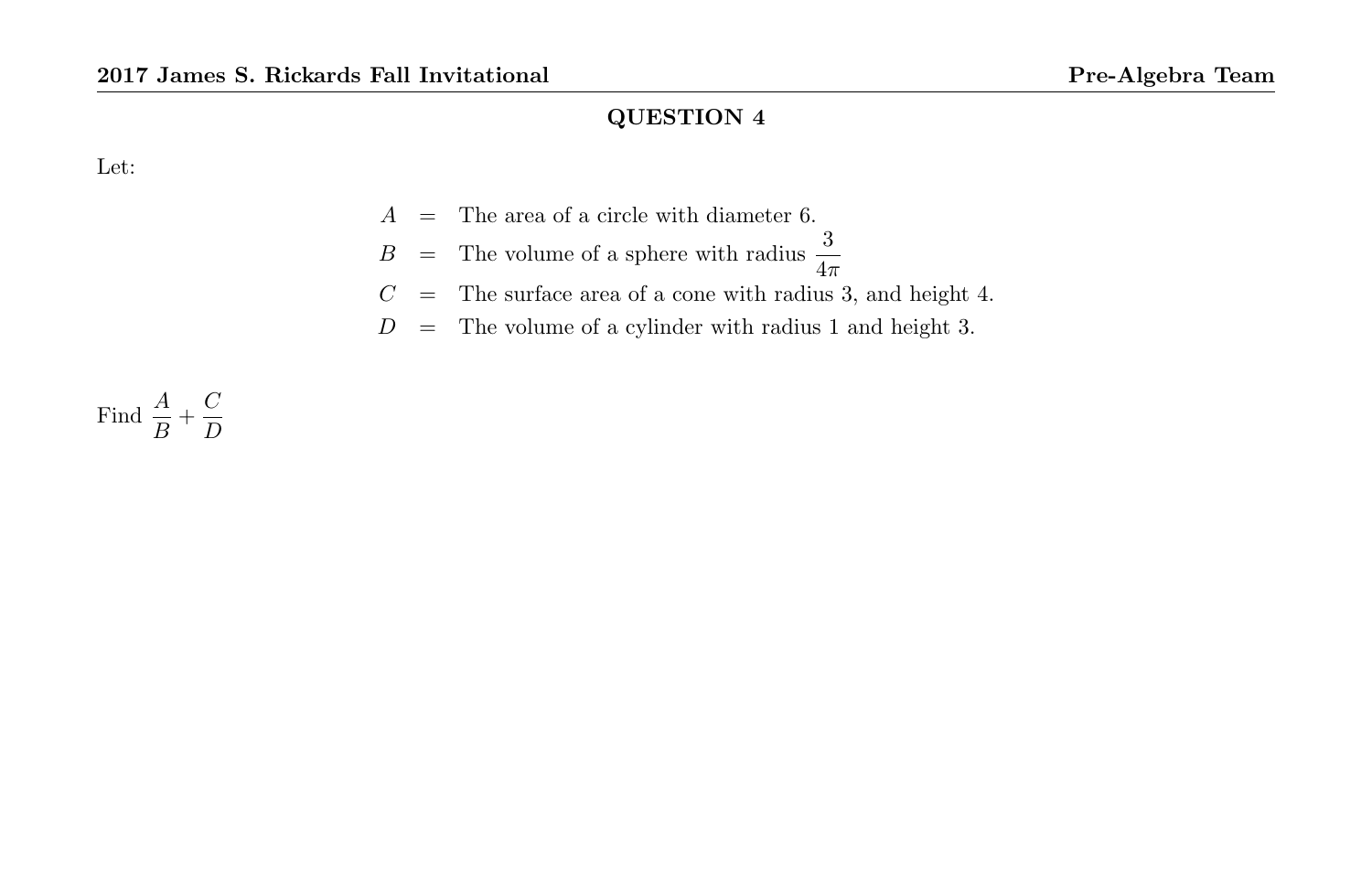## QUESTION 4

Let:

$$
\begin{aligned}
A &= \text{The area of a circle with diameter 6.} \\
B &= \text{The volume of a sphere with radius } \frac{3}{4\pi} \\
C &= \text{The surface area of a cone with radius 3, and height 4.} \\
D &= \text{The volume of a cylinder with radius 1 and height 3.}
\end{aligned}
$$

Find $\dfrac{A}{B} + \dfrac{C}{D}$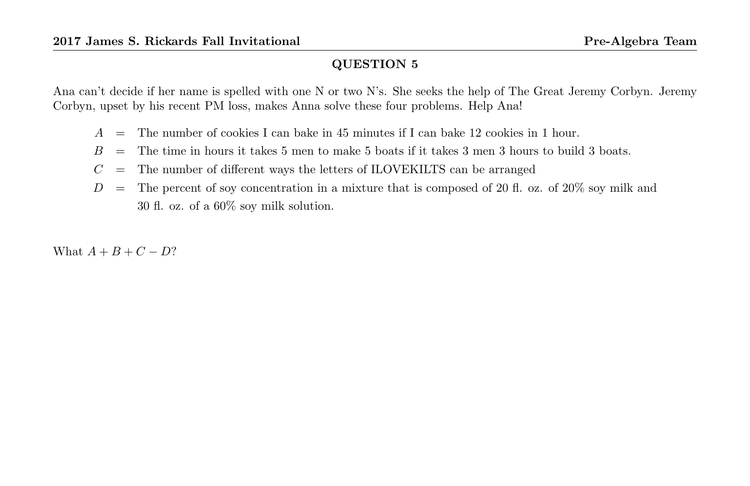## QUESTION 5

Ana can't decide if her name is spelled with one N or two N's. She seeks the help of The Great Jeremy Corbyn. Jeremy Corbyn, upset by his recent PM loss, makes Anna solve these four problems. Help Ana!

- $A$ = The number of cookies I can bake in 45 minutes if I can bake 12 cookies in 1 hour.
- $B$ = The time in hours it takes 5 men to make 5 boats if it takes 3 men 3 hours to build 3 boats.
- $C$ = The number of different ways the letters of ILOVEKILTS can be arranged
- $D$ = The percent of soy concentration in a mixture that is composed of 20 fl. oz. of 20% soy milk and 30 fl. oz. of a 60% soy milk solution.

What $A + B + C - D$?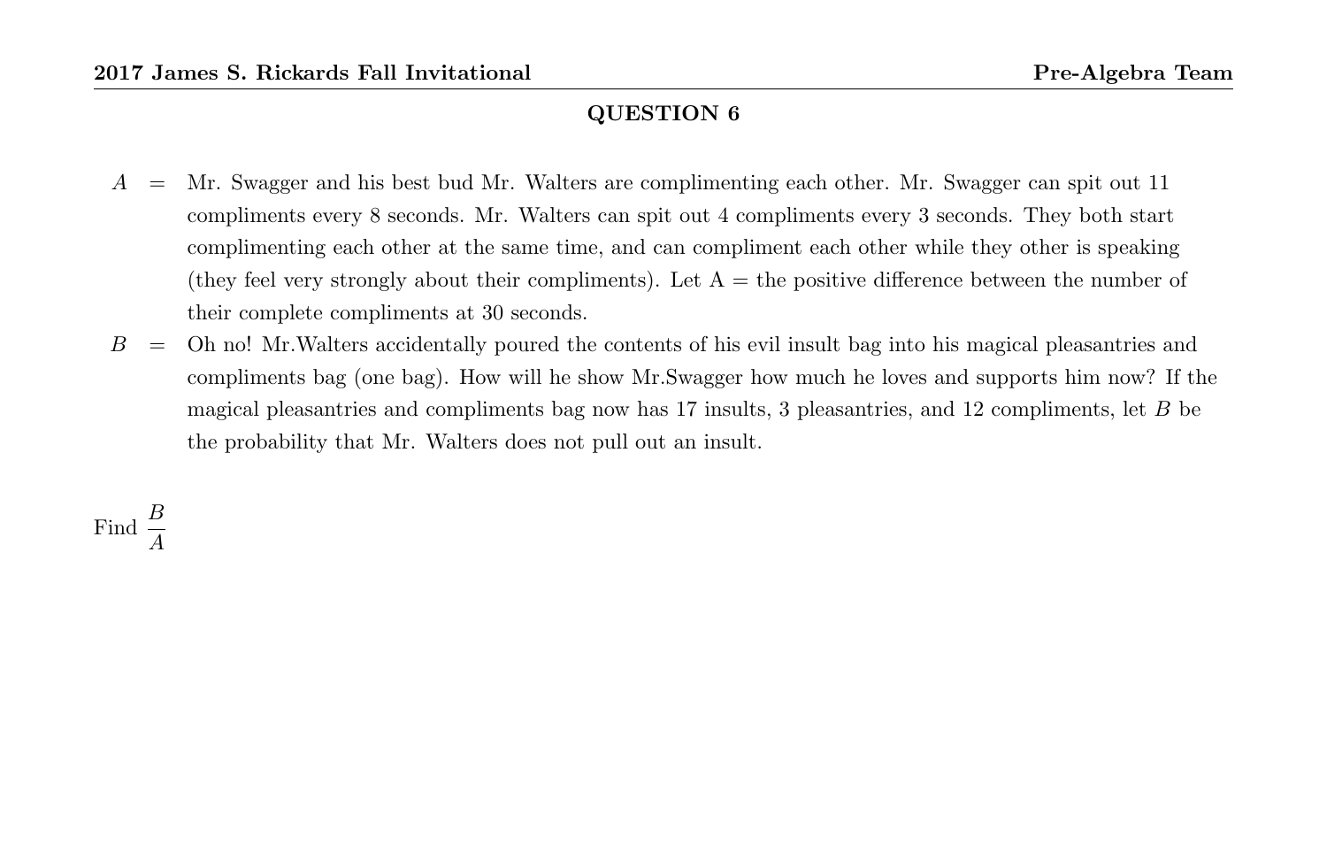## QUESTION 6

$A$ = Mr. Swagger and his best bud Mr. Walters are complimenting each other. Mr. Swagger can spit out 11 compliments every 8 seconds. Mr. Walters can spit out 4 compliments every 3 seconds. They both start complimenting each other at the same time, and can compliment each other while they other is speaking (they feel very strongly about their compliments). Let A = the positive difference between the number of their complete compliments at 30 seconds.

$B$ = Oh no! Mr.Walters accidentally poured the contents of his evil insult bag into his magical pleasantries and compliments bag (one bag). How will he show Mr.Swagger how much he loves and supports him now? If the magical pleasantries and compliments bag now has 17 insults, 3 pleasantries, and 12 compliments, let $B$ be the probability that Mr. Walters does not pull out an insult.

Find $\dfrac{B}{A}$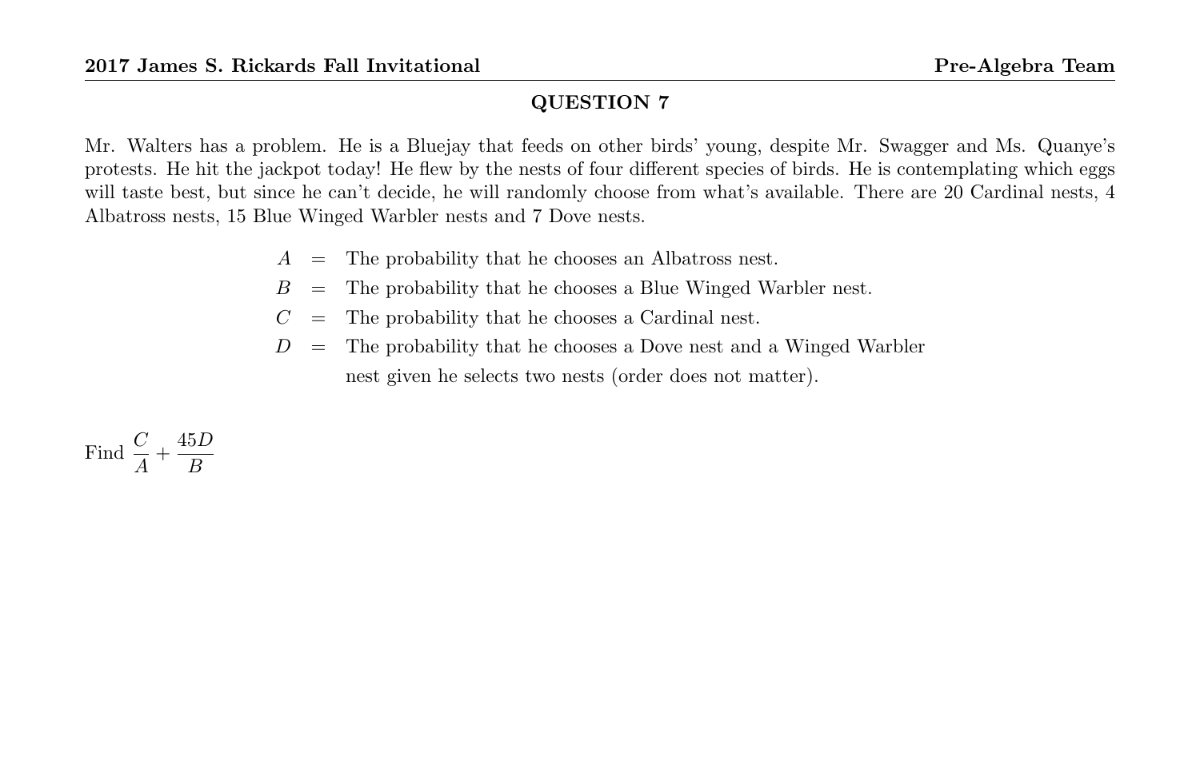## QUESTION 7

Mr. Walters has a problem. He is a Bluejay that feeds on other birds' young, despite Mr. Swagger and Ms. Quanye's protests. He hit the jackpot today! He flew by the nests of four different species of birds. He is contemplating which eggs will taste best, but since he can't decide, he will randomly choose from what's available. There are 20 Cardinal nests, 4 Albatross nests, 15 Blue Winged Warbler nests and 7 Dove nests.

$A$ = The probability that he chooses an Albatross nest.

$B$ = The probability that he chooses a Blue Winged Warbler nest.

$C$ = The probability that he chooses a Cardinal nest.

$D$ = The probability that he chooses a Dove nest and a Winged Warbler nest given he selects two nests (order does not matter).

Find $\dfrac{C}{A} + \dfrac{45D}{B}$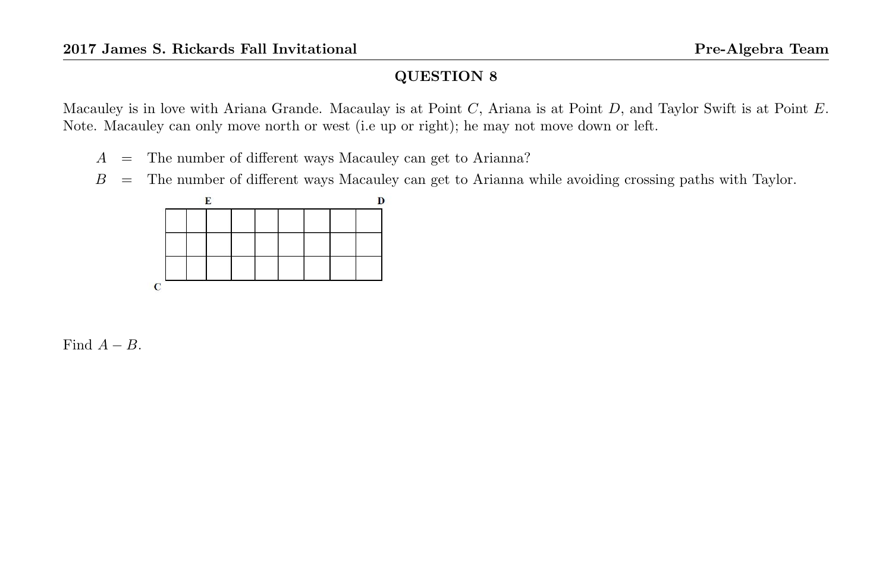## QUESTION 8

Macauley is in love with Ariana Grande. Macaulay is at Point $C$, Ariana is at Point $D$, and Taylor Swift is at Point $E$. Note. Macauley can only move north or west (i.e up or right); he may not move down or left.

$A$ = The number of different ways Macauley can get to Arianna?

$B$ = The number of different ways Macauley can get to Arianna while avoiding crossing paths with Taylor.

Find $A - B$.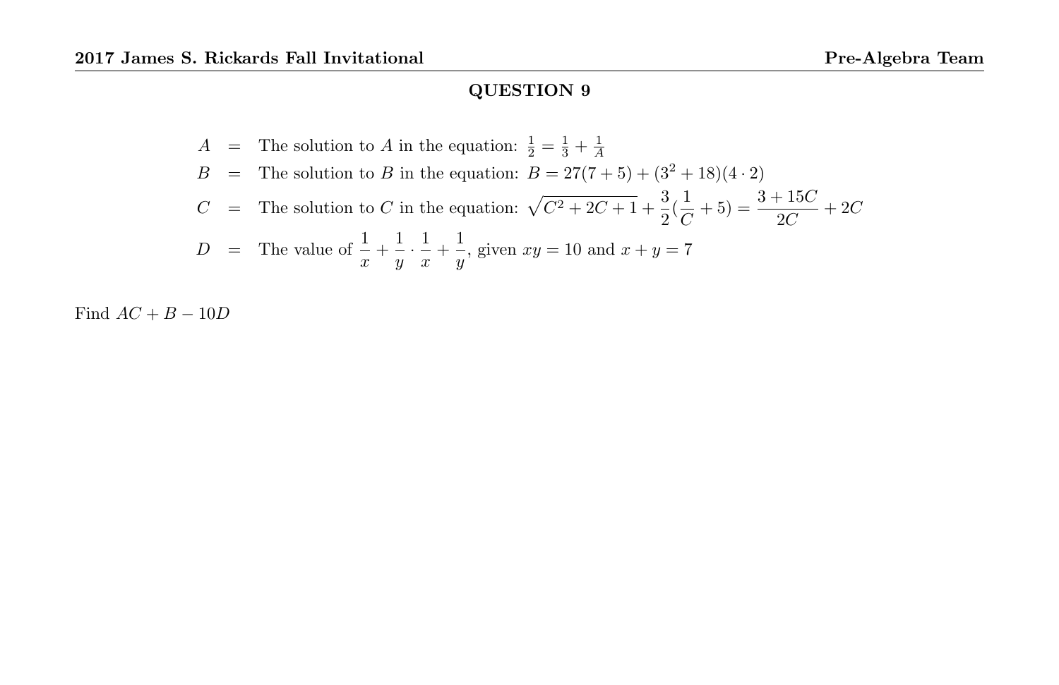## QUESTION 9

$A$ = The solution to $A$ in the equation: $\frac{1}{2} = \frac{1}{3} + \frac{1}{A}$

$B$ = The solution to $B$ in the equation: $B = 27(7+5) + (3^2 + 18)(4 \cdot 2)$

$C$ = The solution to $C$ in the equation: $\sqrt{C^2 + 2C + 1} + \dfrac{3}{2}(\dfrac{1}{C} + 5) = \dfrac{3 + 15C}{2C} + 2C$

$D$ = The value of $\dfrac{1}{x} + \dfrac{1}{y} \cdot \dfrac{1}{x} + \dfrac{1}{y}$, given $xy = 10$ and $x + y = 7$

Find $AC + B - 10D$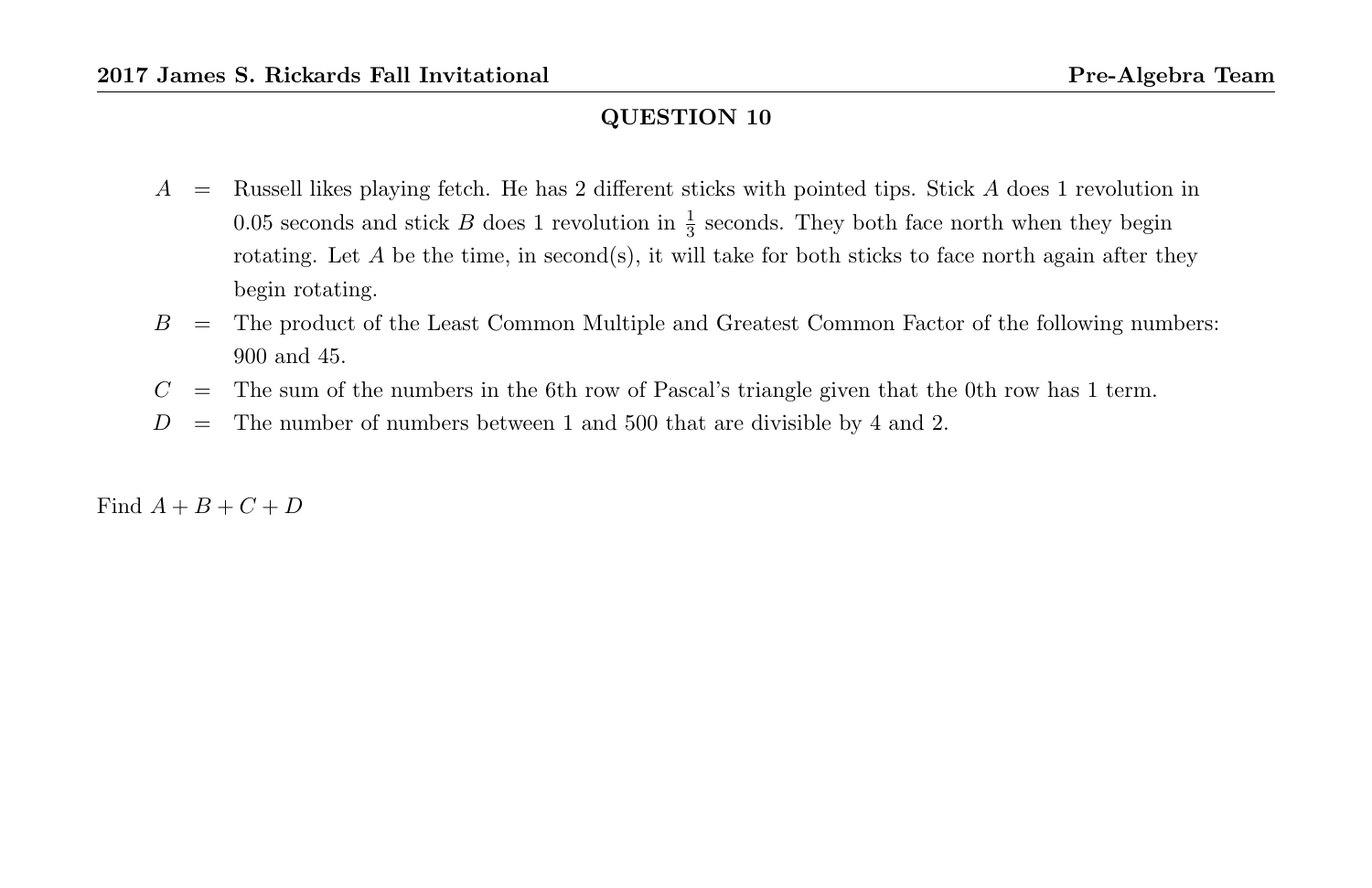## QUESTION 10

$A$ = Russell likes playing fetch. He has 2 different sticks with pointed tips. Stick $A$ does 1 revolution in 0.05 seconds and stick $B$ does 1 revolution in $\frac{1}{3}$ seconds. They both face north when they begin rotating. Let $A$ be the time, in second(s), it will take for both sticks to face north again after they begin rotating.

$B$ = The product of the Least Common Multiple and Greatest Common Factor of the following numbers: 900 and 45.

$C$ = The sum of the numbers in the 6th row of Pascal's triangle given that the 0th row has 1 term.

$D$ = The number of numbers between 1 and 500 that are divisible by 4 and 2.

Find $A + B + C + D$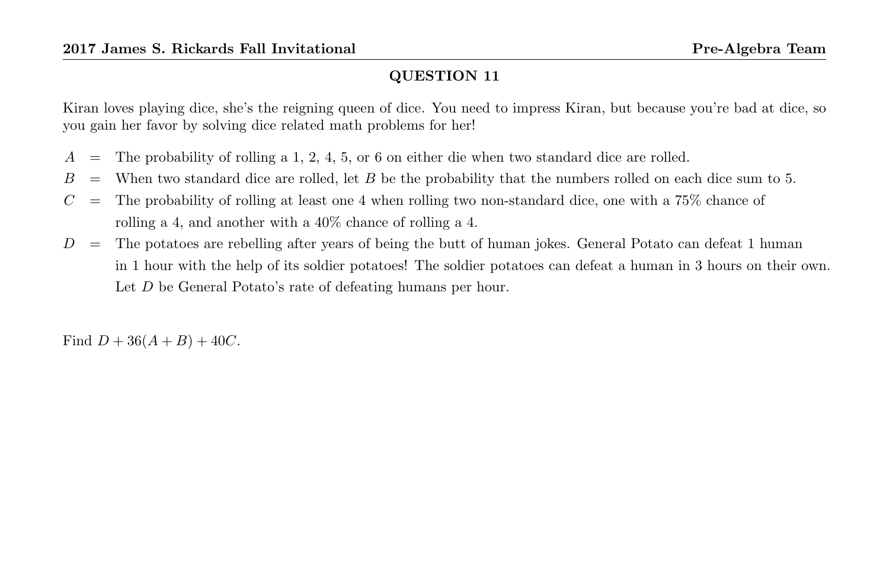## QUESTION 11

Kiran loves playing dice, she's the reigning queen of dice. You need to impress Kiran, but because you're bad at dice, so you gain her favor by solving dice related math problems for her!

- $A$ = The probability of rolling a 1, 2, 4, 5, or 6 on either die when two standard dice are rolled.
- $B$ = When two standard dice are rolled, let $B$ be the probability that the numbers rolled on each dice sum to 5.
- $C$ = The probability of rolling at least one 4 when rolling two non-standard dice, one with a 75% chance of rolling a 4, and another with a 40% chance of rolling a 4.
- $D$ = The potatoes are rebelling after years of being the butt of human jokes. General Potato can defeat 1 human in 1 hour with the help of its soldier potatoes! The soldier potatoes can defeat a human in 3 hours on their own. Let $D$ be General Potato's rate of defeating humans per hour.

Find $D + 36(A + B) + 40C$.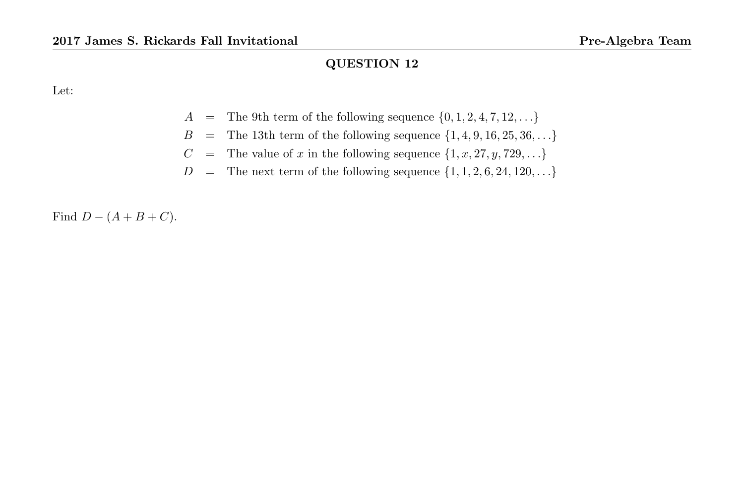## QUESTION 12

Let:

$$
\begin{aligned}
A &= \text{The 9th term of the following sequence } \{0, 1, 2, 4, 7, 12, \ldots\} \\
B &= \text{The 13th term of the following sequence } \{1, 4, 9, 16, 25, 36, \ldots\} \\
C &= \text{The value of } x \text{ in the following sequence } \{1, x, 27, y, 729, \ldots\} \\
D &= \text{The next term of the following sequence } \{1, 1, 2, 6, 24, 120, \ldots\}
\end{aligned}
$$

Find $D - (A + B + C)$.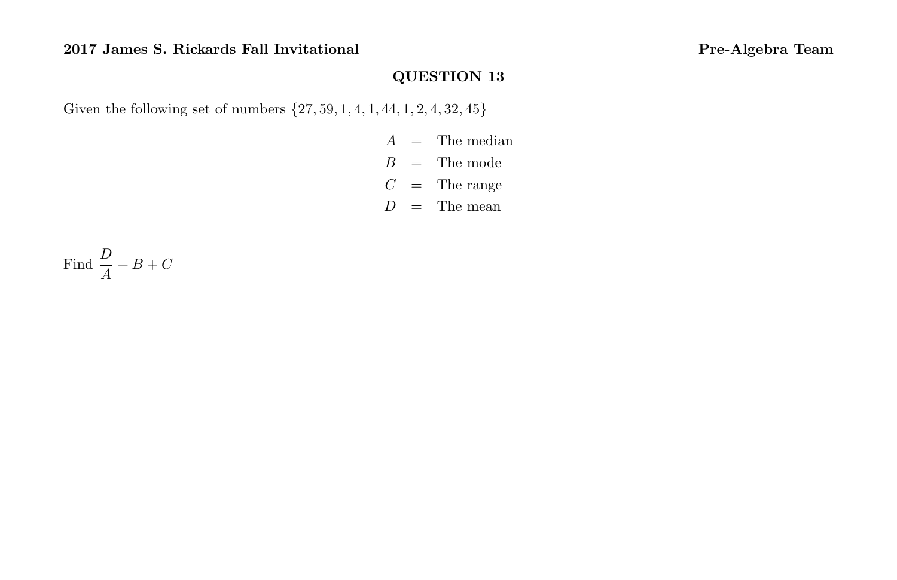## QUESTION 13

Given the following set of numbers $\{27, 59, 1, 4, 1, 44, 1, 2, 4, 32, 45\}$

$$
\begin{aligned}
A &= \text{The median} \\
B &= \text{The mode} \\
C &= \text{The range} \\
D &= \text{The mean}
\end{aligned}
$$

Find $\dfrac{D}{A} + B + C$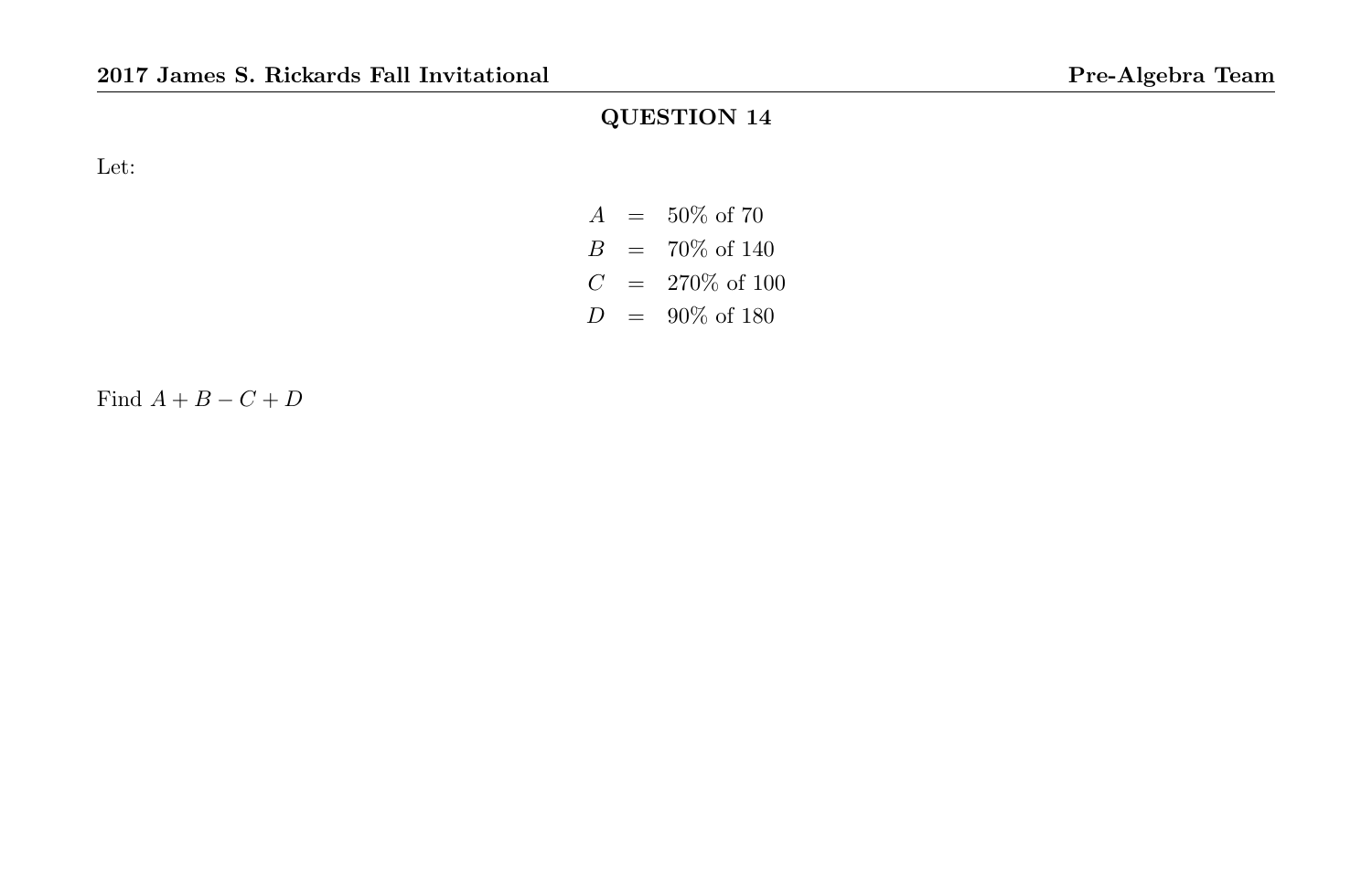## QUESTION 14

Let:

$$
\begin{aligned}
A &= 50\% \text{ of } 70 \\
B &= 70\% \text{ of } 140 \\
C &= 270\% \text{ of } 100 \\
D &= 90\% \text{ of } 180
\end{aligned}
$$

Find $A + B - C + D$